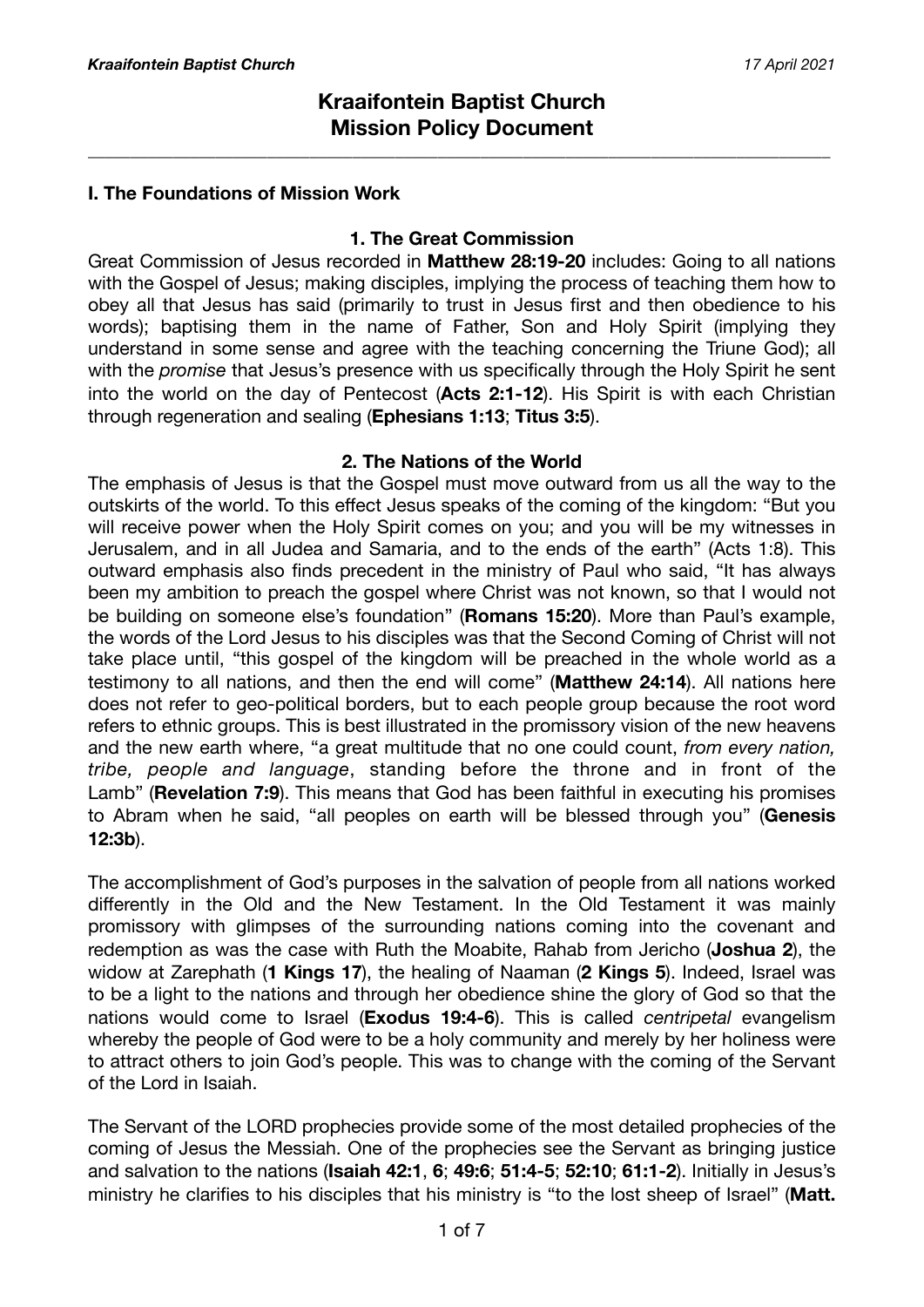# Kraaifontein Baptist Church
# Mission Policy Document

## I. The Foundations of Mission Work

### 1. The Great Commission

Great Commission of Jesus recorded in **Matthew 28:19-20** includes: Going to all nations with the Gospel of Jesus; making disciples, implying the process of teaching them how to obey all that Jesus has said (primarily to trust in Jesus first and then obedience to his words); baptising them in the name of Father, Son and Holy Spirit (implying they understand in some sense and agree with the teaching concerning the Triune God); all with the *promise* that Jesus's presence with us specifically through the Holy Spirit he sent into the world on the day of Pentecost (**Acts 2:1-12**). His Spirit is with each Christian through regeneration and sealing (**Ephesians 1:13**; **Titus 3:5**).

### 2. The Nations of the World

The emphasis of Jesus is that the Gospel must move outward from us all the way to the outskirts of the world. To this effect Jesus speaks of the coming of the kingdom: "But you will receive power when the Holy Spirit comes on you; and you will be my witnesses in Jerusalem, and in all Judea and Samaria, and to the ends of the earth" (Acts 1:8). This outward emphasis also finds precedent in the ministry of Paul who said, "It has always been my ambition to preach the gospel where Christ was not known, so that I would not be building on someone else's foundation" (**Romans 15:20**). More than Paul's example, the words of the Lord Jesus to his disciples was that the Second Coming of Christ will not take place until, "this gospel of the kingdom will be preached in the whole world as a testimony to all nations, and then the end will come" (**Matthew 24:14**). All nations here does not refer to geo-political borders, but to each people group because the root word refers to ethnic groups. This is best illustrated in the promissory vision of the new heavens and the new earth where, "a great multitude that no one could count, *from every nation, tribe, people and language*, standing before the throne and in front of the Lamb" (**Revelation 7:9**). This means that God has been faithful in executing his promises to Abram when he said, "all peoples on earth will be blessed through you" (**Genesis 12:3b**).

The accomplishment of God's purposes in the salvation of people from all nations worked differently in the Old and the New Testament. In the Old Testament it was mainly promissory with glimpses of the surrounding nations coming into the covenant and redemption as was the case with Ruth the Moabite, Rahab from Jericho (**Joshua 2**), the widow at Zarephath (**1 Kings 17**), the healing of Naaman (**2 Kings 5**). Indeed, Israel was to be a light to the nations and through her obedience shine the glory of God so that the nations would come to Israel (**Exodus 19:4-6**). This is called *centripetal* evangelism whereby the people of God were to be a holy community and merely by her holiness were to attract others to join God's people. This was to change with the coming of the Servant of the Lord in Isaiah.

The Servant of the LORD prophecies provide some of the most detailed prophecies of the coming of Jesus the Messiah. One of the prophecies see the Servant as bringing justice and salvation to the nations (**Isaiah 42:1**, **6**; **49:6**; **51:4-5**; **52:10**; **61:1-2**). Initially in Jesus's ministry he clarifies to his disciples that his ministry is "to the lost sheep of Israel" (**Matt.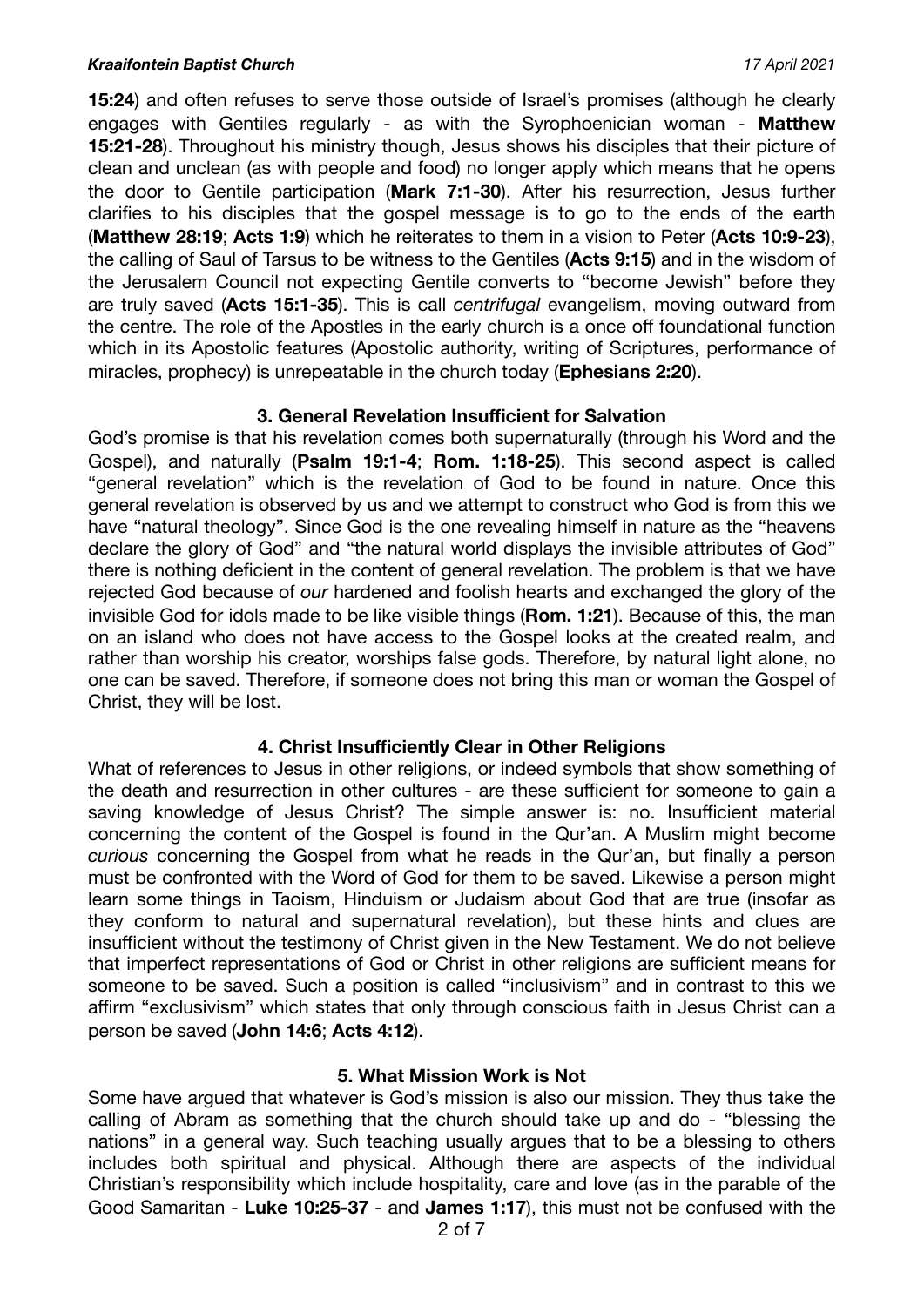**15:24**) and often refuses to serve those outside of Israel's promises (although he clearly engages with Gentiles regularly - as with the Syrophoenician woman - **Matthew 15:21-28**). Throughout his ministry though, Jesus shows his disciples that their picture of clean and unclean (as with people and food) no longer apply which means that he opens the door to Gentile participation (**Mark 7:1-30**). After his resurrection, Jesus further clarifies to his disciples that the gospel message is to go to the ends of the earth (**Matthew 28:19**; **Acts 1:9**) which he reiterates to them in a vision to Peter (**Acts 10:9-23**), the calling of Saul of Tarsus to be witness to the Gentiles (**Acts 9:15**) and in the wisdom of the Jerusalem Council not expecting Gentile converts to "become Jewish" before they are truly saved (**Acts 15:1-35**). This is call *centrifugal* evangelism, moving outward from the centre. The role of the Apostles in the early church is a once off foundational function which in its Apostolic features (Apostolic authority, writing of Scriptures, performance of miracles, prophecy) is unrepeatable in the church today (**Ephesians 2:20**).

### 3. General Revelation Insufficient for Salvation

God's promise is that his revelation comes both supernaturally (through his Word and the Gospel), and naturally (**Psalm 19:1-4**; **Rom. 1:18-25**). This second aspect is called "general revelation" which is the revelation of God to be found in nature. Once this general revelation is observed by us and we attempt to construct who God is from this we have "natural theology". Since God is the one revealing himself in nature as the "heavens declare the glory of God" and "the natural world displays the invisible attributes of God" there is nothing deficient in the content of general revelation. The problem is that we have rejected God because of *our* hardened and foolish hearts and exchanged the glory of the invisible God for idols made to be like visible things (**Rom. 1:21**). Because of this, the man on an island who does not have access to the Gospel looks at the created realm, and rather than worship his creator, worships false gods. Therefore, by natural light alone, no one can be saved. Therefore, if someone does not bring this man or woman the Gospel of Christ, they will be lost.

### 4. Christ Insufficiently Clear in Other Religions

What of references to Jesus in other religions, or indeed symbols that show something of the death and resurrection in other cultures - are these sufficient for someone to gain a saving knowledge of Jesus Christ? The simple answer is: no. Insufficient material concerning the content of the Gospel is found in the Qur'an. A Muslim might become *curious* concerning the Gospel from what he reads in the Qur'an, but finally a person must be confronted with the Word of God for them to be saved. Likewise a person might learn some things in Taoism, Hinduism or Judaism about God that are true (insofar as they conform to natural and supernatural revelation), but these hints and clues are insufficient without the testimony of Christ given in the New Testament. We do not believe that imperfect representations of God or Christ in other religions are sufficient means for someone to be saved. Such a position is called "inclusivism" and in contrast to this we affirm "exclusivism" which states that only through conscious faith in Jesus Christ can a person be saved (**John 14:6**; **Acts 4:12**).

### 5. What Mission Work is Not

Some have argued that whatever is God's mission is also our mission. They thus take the calling of Abram as something that the church should take up and do - "blessing the nations" in a general way. Such teaching usually argues that to be a blessing to others includes both spiritual and physical. Although there are aspects of the individual Christian's responsibility which include hospitality, care and love (as in the parable of the Good Samaritan - **Luke 10:25-37** - and **James 1:17**), this must not be confused with the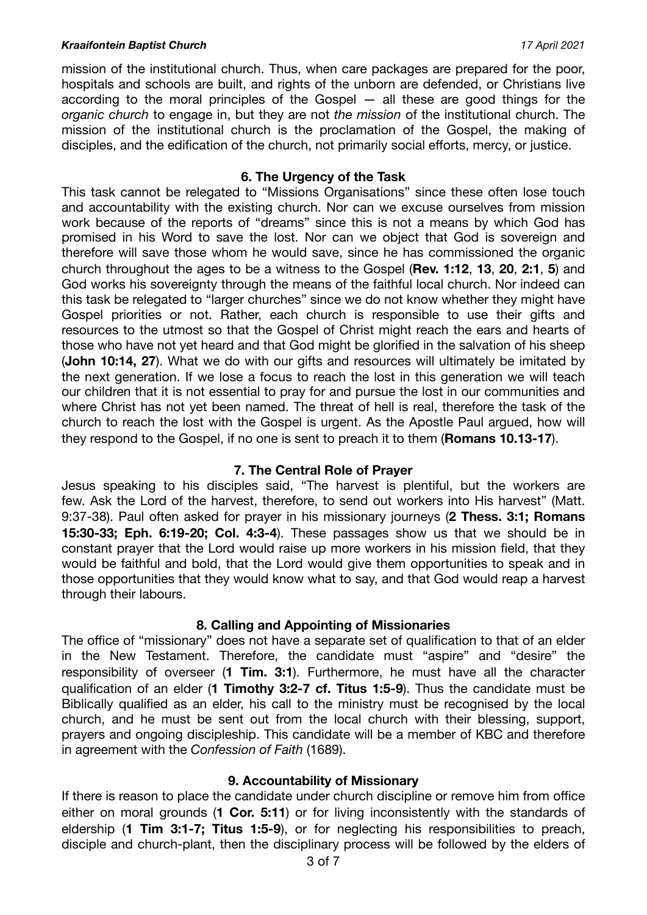mission of the institutional church. Thus, when care packages are prepared for the poor, hospitals and schools are built, and rights of the unborn are defended, or Christians live according to the moral principles of the Gospel — all these are good things for the *organic church* to engage in, but they are not *the mission* of the institutional church. The mission of the institutional church is the proclamation of the Gospel, the making of disciples, and the edification of the church, not primarily social efforts, mercy, or justice.

### 6. The Urgency of the Task

This task cannot be relegated to "Missions Organisations" since these often lose touch and accountability with the existing church. Nor can we excuse ourselves from mission work because of the reports of "dreams" since this is not a means by which God has promised in his Word to save the lost. Nor can we object that God is sovereign and therefore will save those whom he would save, since he has commissioned the organic church throughout the ages to be a witness to the Gospel (**Rev. 1:12**, **13**, **20**, **2:1**, **5**) and God works his sovereignty through the means of the faithful local church. Nor indeed can this task be relegated to "larger churches" since we do not know whether they might have Gospel priorities or not. Rather, each church is responsible to use their gifts and resources to the utmost so that the Gospel of Christ might reach the ears and hearts of those who have not yet heard and that God might be glorified in the salvation of his sheep (**John 10:14, 27**). What we do with our gifts and resources will ultimately be imitated by the next generation. If we lose a focus to reach the lost in this generation we will teach our children that it is not essential to pray for and pursue the lost in our communities and where Christ has not yet been named. The threat of hell is real, therefore the task of the church to reach the lost with the Gospel is urgent. As the Apostle Paul argued, how will they respond to the Gospel, if no one is sent to preach it to them (**Romans 10.13-17**).

### 7. The Central Role of Prayer

Jesus speaking to his disciples said, "The harvest is plentiful, but the workers are few. Ask the Lord of the harvest, therefore, to send out workers into His harvest" (Matt. 9:37-38). Paul often asked for prayer in his missionary journeys (**2 Thess. 3:1; Romans 15:30-33; Eph. 6:19-20; Col. 4:3-4**). These passages show us that we should be in constant prayer that the Lord would raise up more workers in his mission field, that they would be faithful and bold, that the Lord would give them opportunities to speak and in those opportunities that they would know what to say, and that God would reap a harvest through their labours.

### 8. Calling and Appointing of Missionaries

The office of "missionary" does not have a separate set of qualification to that of an elder in the New Testament. Therefore, the candidate must "aspire" and "desire" the responsibility of overseer (**1 Tim. 3:1**). Furthermore, he must have all the character qualification of an elder (**1 Timothy 3:2-7 cf. Titus 1:5-9**). Thus the candidate must be Biblically qualified as an elder, his call to the ministry must be recognised by the local church, and he must be sent out from the local church with their blessing, support, prayers and ongoing discipleship. This candidate will be a member of KBC and therefore in agreement with the *Confession of Faith* (1689).

### 9. Accountability of Missionary

If there is reason to place the candidate under church discipline or remove him from office either on moral grounds (**1 Cor. 5:11**) or for living inconsistently with the standards of eldership (**1 Tim 3:1-7; Titus 1:5-9**), or for neglecting his responsibilities to preach, disciple and church-plant, then the disciplinary process will be followed by the elders of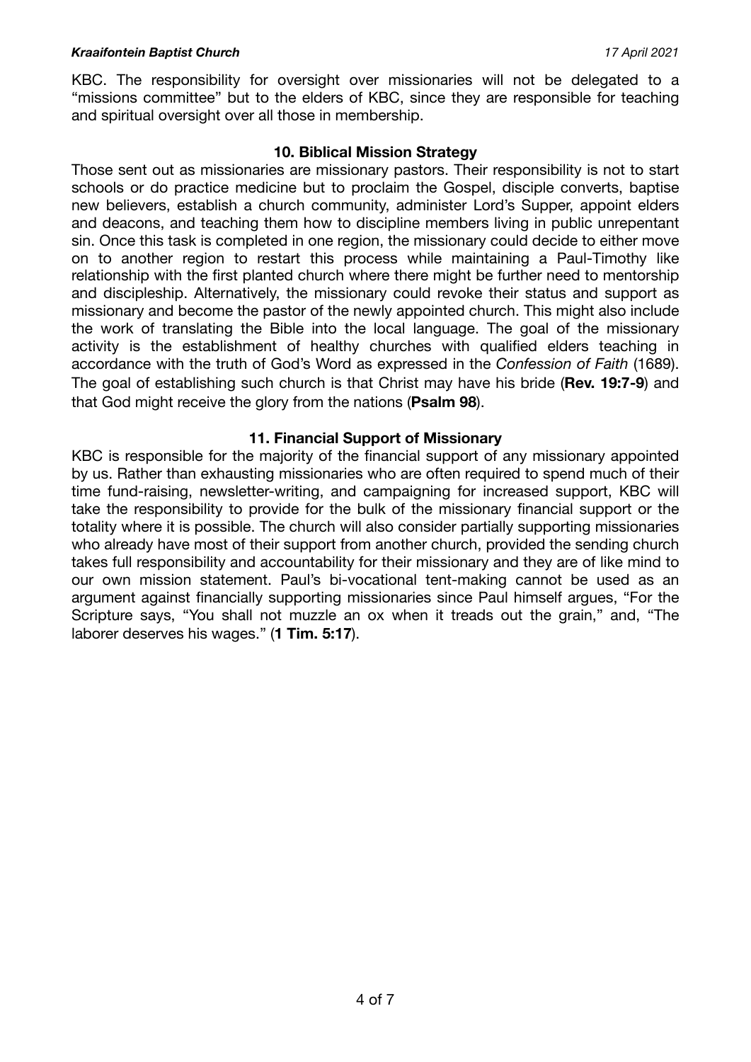KBC. The responsibility for oversight over missionaries will not be delegated to a "missions committee" but to the elders of KBC, since they are responsible for teaching and spiritual oversight over all those in membership.

### 10. Biblical Mission Strategy

Those sent out as missionaries are missionary pastors. Their responsibility is not to start schools or do practice medicine but to proclaim the Gospel, disciple converts, baptise new believers, establish a church community, administer Lord's Supper, appoint elders and deacons, and teaching them how to discipline members living in public unrepentant sin. Once this task is completed in one region, the missionary could decide to either move on to another region to restart this process while maintaining a Paul-Timothy like relationship with the first planted church where there might be further need to mentorship and discipleship. Alternatively, the missionary could revoke their status and support as missionary and become the pastor of the newly appointed church. This might also include the work of translating the Bible into the local language. The goal of the missionary activity is the establishment of healthy churches with qualified elders teaching in accordance with the truth of God's Word as expressed in the *Confession of Faith* (1689). The goal of establishing such church is that Christ may have his bride (**Rev. 19:7-9**) and that God might receive the glory from the nations (**Psalm 98**).

### 11. Financial Support of Missionary

KBC is responsible for the majority of the financial support of any missionary appointed by us. Rather than exhausting missionaries who are often required to spend much of their time fund-raising, newsletter-writing, and campaigning for increased support, KBC will take the responsibility to provide for the bulk of the missionary financial support or the totality where it is possible. The church will also consider partially supporting missionaries who already have most of their support from another church, provided the sending church takes full responsibility and accountability for their missionary and they are of like mind to our own mission statement. Paul's bi-vocational tent-making cannot be used as an argument against financially supporting missionaries since Paul himself argues, "For the Scripture says, "You shall not muzzle an ox when it treads out the grain," and, "The laborer deserves his wages." (**1 Tim. 5:17**).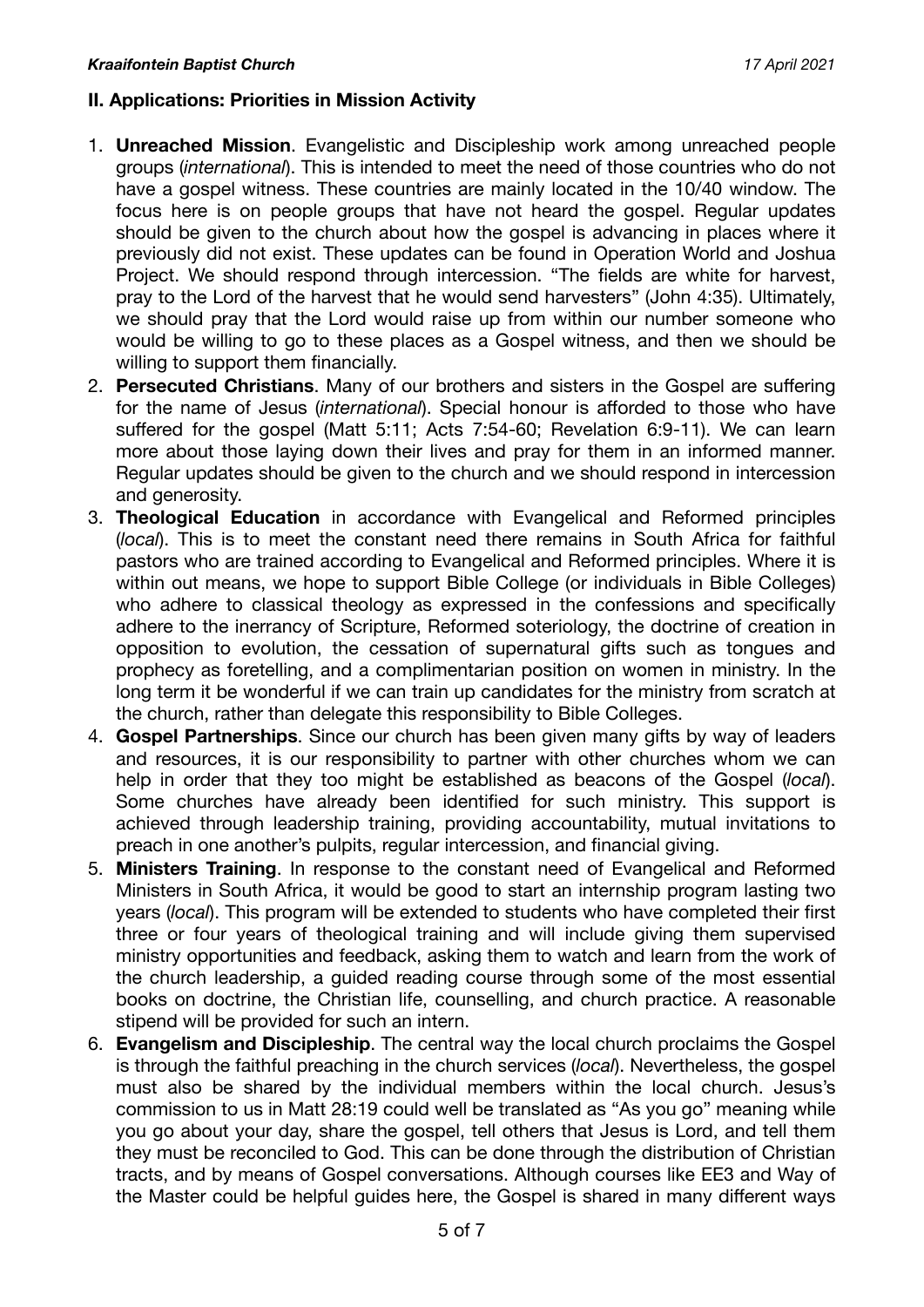## II. Applications: Priorities in Mission Activity

1. **Unreached Mission**. Evangelistic and Discipleship work among unreached people groups (*international*). This is intended to meet the need of those countries who do not have a gospel witness. These countries are mainly located in the 10/40 window. The focus here is on people groups that have not heard the gospel. Regular updates should be given to the church about how the gospel is advancing in places where it previously did not exist. These updates can be found in Operation World and Joshua Project. We should respond through intercession. "The fields are white for harvest, pray to the Lord of the harvest that he would send harvesters" (John 4:35). Ultimately, we should pray that the Lord would raise up from within our number someone who would be willing to go to these places as a Gospel witness, and then we should be willing to support them financially.
2. **Persecuted Christians**. Many of our brothers and sisters in the Gospel are suffering for the name of Jesus (*international*). Special honour is afforded to those who have suffered for the gospel (Matt 5:11; Acts 7:54-60; Revelation 6:9-11). We can learn more about those laying down their lives and pray for them in an informed manner. Regular updates should be given to the church and we should respond in intercession and generosity.
3. **Theological Education** in accordance with Evangelical and Reformed principles (*local*). This is to meet the constant need there remains in South Africa for faithful pastors who are trained according to Evangelical and Reformed principles. Where it is within out means, we hope to support Bible College (or individuals in Bible Colleges) who adhere to classical theology as expressed in the confessions and specifically adhere to the inerrancy of Scripture, Reformed soteriology, the doctrine of creation in opposition to evolution, the cessation of supernatural gifts such as tongues and prophecy as foretelling, and a complimentarian position on women in ministry. In the long term it be wonderful if we can train up candidates for the ministry from scratch at the church, rather than delegate this responsibility to Bible Colleges.
4. **Gospel Partnerships**. Since our church has been given many gifts by way of leaders and resources, it is our responsibility to partner with other churches whom we can help in order that they too might be established as beacons of the Gospel (*local*). Some churches have already been identified for such ministry. This support is achieved through leadership training, providing accountability, mutual invitations to preach in one another's pulpits, regular intercession, and financial giving.
5. **Ministers Training**. In response to the constant need of Evangelical and Reformed Ministers in South Africa, it would be good to start an internship program lasting two years (*local*). This program will be extended to students who have completed their first three or four years of theological training and will include giving them supervised ministry opportunities and feedback, asking them to watch and learn from the work of the church leadership, a guided reading course through some of the most essential books on doctrine, the Christian life, counselling, and church practice. A reasonable stipend will be provided for such an intern.
6. **Evangelism and Discipleship**. The central way the local church proclaims the Gospel is through the faithful preaching in the church services (*local*). Nevertheless, the gospel must also be shared by the individual members within the local church. Jesus's commission to us in Matt 28:19 could well be translated as "As you go" meaning while you go about your day, share the gospel, tell others that Jesus is Lord, and tell them they must be reconciled to God. This can be done through the distribution of Christian tracts, and by means of Gospel conversations. Although courses like EE3 and Way of the Master could be helpful guides here, the Gospel is shared in many different ways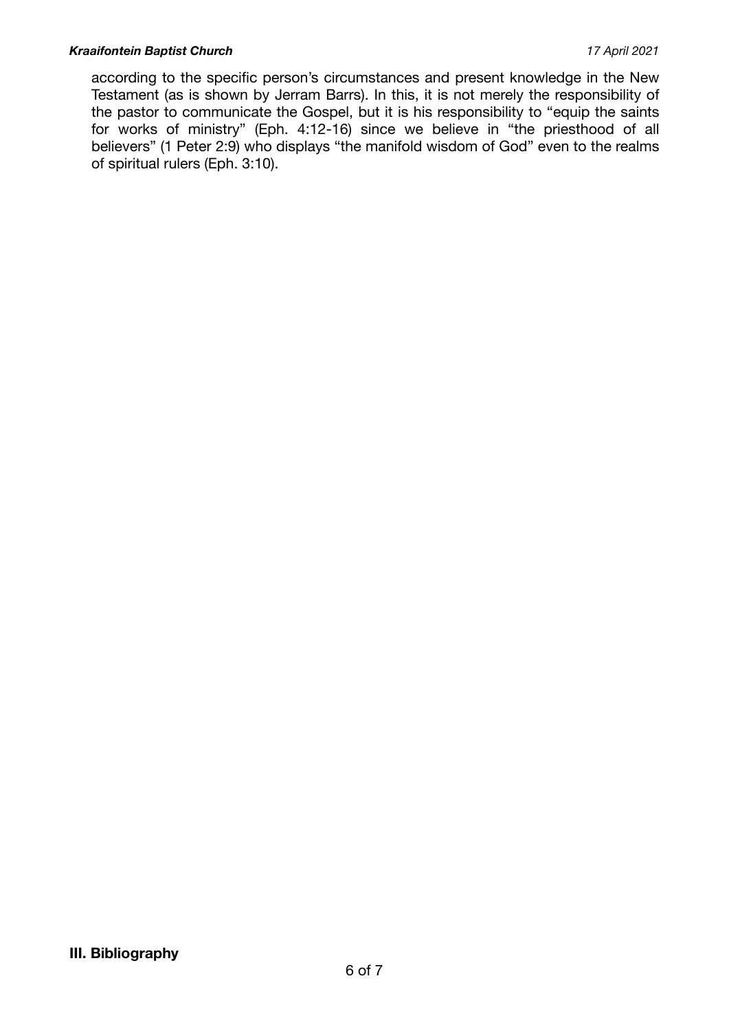according to the specific person's circumstances and present knowledge in the New Testament (as is shown by Jerram Barrs). In this, it is not merely the responsibility of the pastor to communicate the Gospel, but it is his responsibility to "equip the saints for works of ministry" (Eph. 4:12-16) since we believe in "the priesthood of all believers" (1 Peter 2:9) who displays "the manifold wisdom of God" even to the realms of spiritual rulers (Eph. 3:10).

## III. Bibliography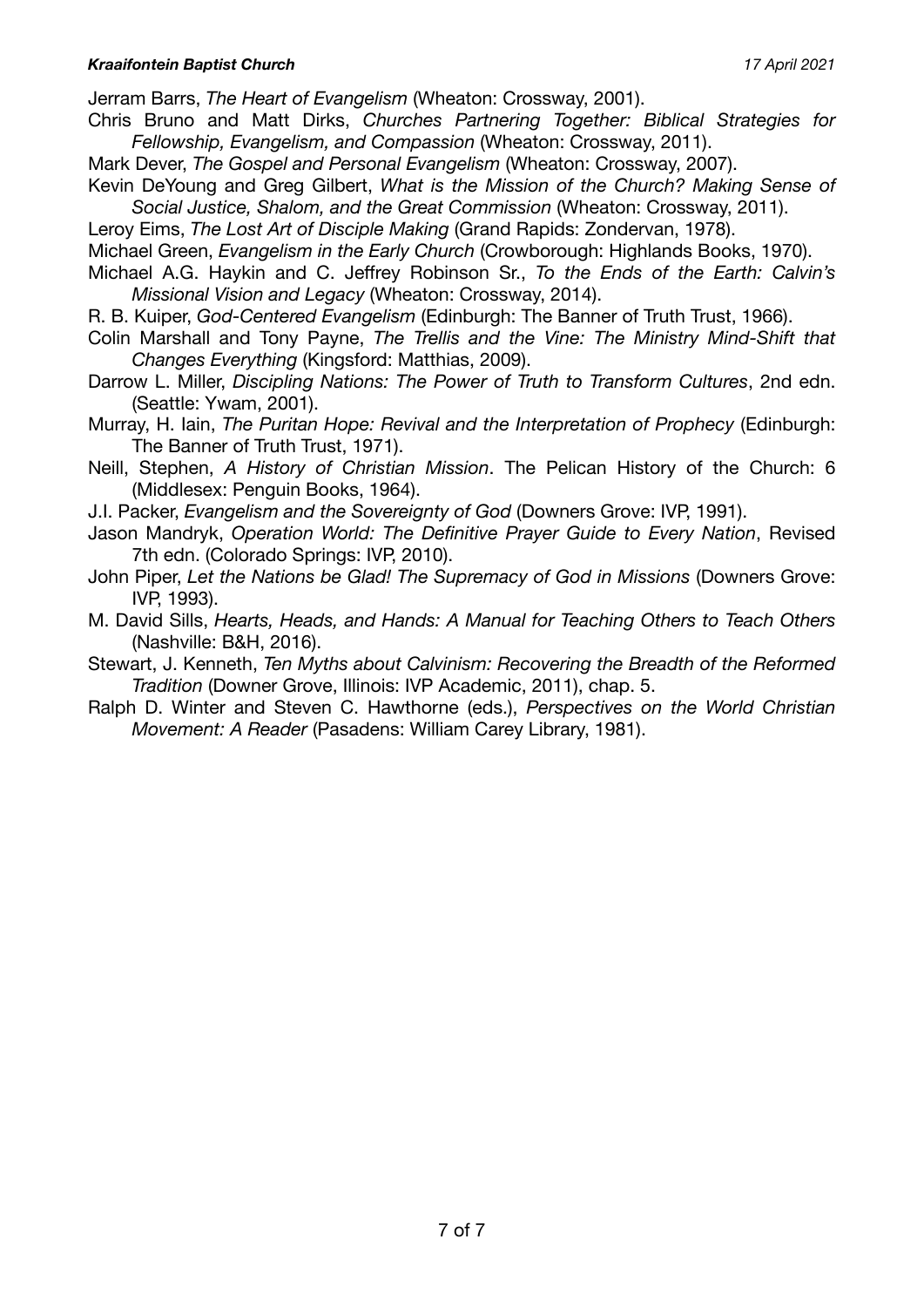Jerram Barrs, *The Heart of Evangelism* (Wheaton: Crossway, 2001).

Chris Bruno and Matt Dirks, *Churches Partnering Together: Biblical Strategies for Fellowship, Evangelism, and Compassion* (Wheaton: Crossway, 2011).

Mark Dever, *The Gospel and Personal Evangelism* (Wheaton: Crossway, 2007).

Kevin DeYoung and Greg Gilbert, *What is the Mission of the Church? Making Sense of Social Justice, Shalom, and the Great Commission* (Wheaton: Crossway, 2011).

Leroy Eims, *The Lost Art of Disciple Making* (Grand Rapids: Zondervan, 1978).

Michael Green, *Evangelism in the Early Church* (Crowborough: Highlands Books, 1970).

Michael A.G. Haykin and C. Jeffrey Robinson Sr., *To the Ends of the Earth: Calvin's Missional Vision and Legacy* (Wheaton: Crossway, 2014).

R. B. Kuiper, *God-Centered Evangelism* (Edinburgh: The Banner of Truth Trust, 1966).

Colin Marshall and Tony Payne, *The Trellis and the Vine: The Ministry Mind-Shift that Changes Everything* (Kingsford: Matthias, 2009).

Darrow L. Miller, *Discipling Nations: The Power of Truth to Transform Cultures*, 2nd edn. (Seattle: Ywam, 2001).

Murray, H. Iain, *The Puritan Hope: Revival and the Interpretation of Prophecy* (Edinburgh: The Banner of Truth Trust, 1971).

Neill, Stephen, *A History of Christian Mission*. The Pelican History of the Church: 6 (Middlesex: Penguin Books, 1964).

J.I. Packer, *Evangelism and the Sovereignty of God* (Downers Grove: IVP, 1991).

Jason Mandryk, *Operation World: The Definitive Prayer Guide to Every Nation*, Revised 7th edn. (Colorado Springs: IVP, 2010).

John Piper, *Let the Nations be Glad! The Supremacy of God in Missions* (Downers Grove: IVP, 1993).

M. David Sills, *Hearts, Heads, and Hands: A Manual for Teaching Others to Teach Others* (Nashville: B&H, 2016).

Stewart, J. Kenneth, *Ten Myths about Calvinism: Recovering the Breadth of the Reformed Tradition* (Downer Grove, Illinois: IVP Academic, 2011), chap. 5.

Ralph D. Winter and Steven C. Hawthorne (eds.), *Perspectives on the World Christian Movement: A Reader* (Pasadens: William Carey Library, 1981).